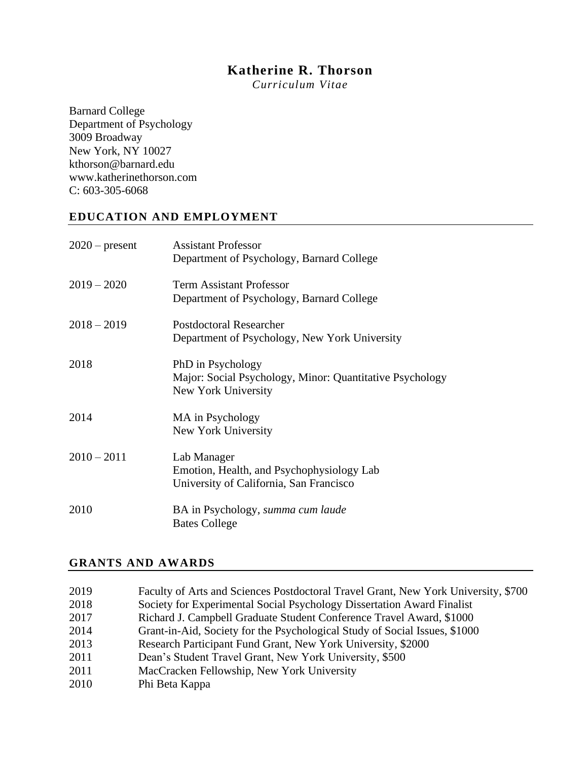# Katherine R. Thorson

*Curriculum Vitae*

Barnard College
Department of Psychology
3009 Broadway
New York, NY 10027
kthorson@barnard.edu
www.katherinethorson.com
C: 603-305-6068

## EDUCATION AND EMPLOYMENT

| | |
|---|---|
| 2020 – present | Assistant Professor<br>Department of Psychology, Barnard College |
| 2019 – 2020 | Term Assistant Professor<br>Department of Psychology, Barnard College |
| 2018 – 2019 | Postdoctoral Researcher<br>Department of Psychology, New York University |
| 2018 | PhD in Psychology<br>Major: Social Psychology, Minor: Quantitative Psychology<br>New York University |
| 2014 | MA in Psychology<br>New York University |
| 2010 – 2011 | Lab Manager<br>Emotion, Health, and Psychophysiology Lab<br>University of California, San Francisco |
| 2010 | BA in Psychology, *summa cum laude*<br>Bates College |

## GRANTS AND AWARDS

| | |
|---|---|
| 2019 | Faculty of Arts and Sciences Postdoctoral Travel Grant, New York University, $700 |
| 2018 | Society for Experimental Social Psychology Dissertation Award Finalist |
| 2017 | Richard J. Campbell Graduate Student Conference Travel Award, $1000 |
| 2014 | Grant-in-Aid, Society for the Psychological Study of Social Issues, $1000 |
| 2013 | Research Participant Fund Grant, New York University, $2000 |
| 2011 | Dean's Student Travel Grant, New York University, $500 |
| 2011 | MacCracken Fellowship, New York University |
| 2010 | Phi Beta Kappa |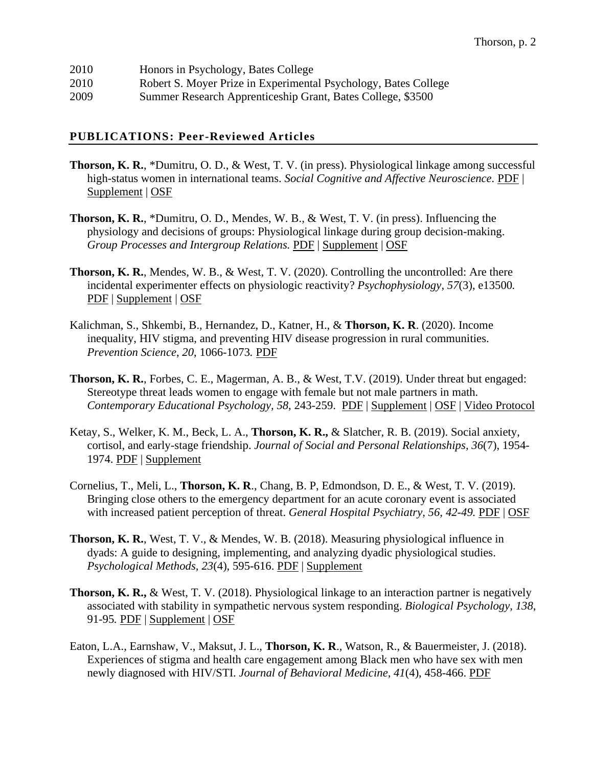2010 Honors in Psychology, Bates College
2010 Robert S. Moyer Prize in Experimental Psychology, Bates College
2009 Summer Research Apprenticeship Grant, Bates College, $3500

## PUBLICATIONS: Peer-Reviewed Articles

**Thorson, K. R.**, *Dumitru, O. D., & West, T. V. (in press). Physiological linkage among successful high-status women in international teams. *Social Cognitive and Affective Neuroscience*. PDF | Supplement | OSF

**Thorson, K. R.**, *Dumitru, O. D., Mendes, W. B., & West, T. V. (in press). Influencing the physiology and decisions of groups: Physiological linkage during group decision-making. *Group Processes and Intergroup Relations.* PDF | Supplement | OSF

**Thorson, K. R.**, Mendes, W. B., & West, T. V. (2020). Controlling the uncontrolled: Are there incidental experimenter effects on physiologic reactivity? *Psychophysiology, 57*(3), e13500. PDF | Supplement | OSF

Kalichman, S., Shkembi, B., Hernandez, D., Katner, H., & **Thorson, K. R**. (2020). Income inequality, HIV stigma, and preventing HIV disease progression in rural communities. *Prevention Science*, *20,* 1066-1073. PDF

**Thorson, K. R.**, Forbes, C. E., Magerman, A. B., & West, T.V. (2019). Under threat but engaged: Stereotype threat leads women to engage with female but not male partners in math. *Contemporary Educational Psychology, 58*, 243-259. PDF | Supplement | OSF | Video Protocol

Ketay, S., Welker, K. M., Beck, L. A., **Thorson, K. R.,** & Slatcher, R. B. (2019). Social anxiety, cortisol, and early-stage friendship. *Journal of Social and Personal Relationships, 36*(7), 1954-1974. PDF | Supplement

Cornelius, T., Meli, L., **Thorson, K. R**., Chang, B. P, Edmondson, D. E., & West, T. V. (2019). Bringing close others to the emergency department for an acute coronary event is associated with increased patient perception of threat. *General Hospital Psychiatry, 56, 42-49.* PDF | OSF

**Thorson, K. R.**, West, T. V., & Mendes, W. B. (2018). Measuring physiological influence in dyads: A guide to designing, implementing, and analyzing dyadic physiological studies. *Psychological Methods, 23*(4), 595-616. PDF | Supplement

**Thorson, K. R.,** & West, T. V. (2018). Physiological linkage to an interaction partner is negatively associated with stability in sympathetic nervous system responding. *Biological Psychology, 138*, 91-95. PDF | Supplement | OSF

Eaton, L.A., Earnshaw, V., Maksut, J. L., **Thorson, K. R**., Watson, R., & Bauermeister, J. (2018). Experiences of stigma and health care engagement among Black men who have sex with men newly diagnosed with HIV/STI. *Journal of Behavioral Medicine, 41*(4), 458-466. PDF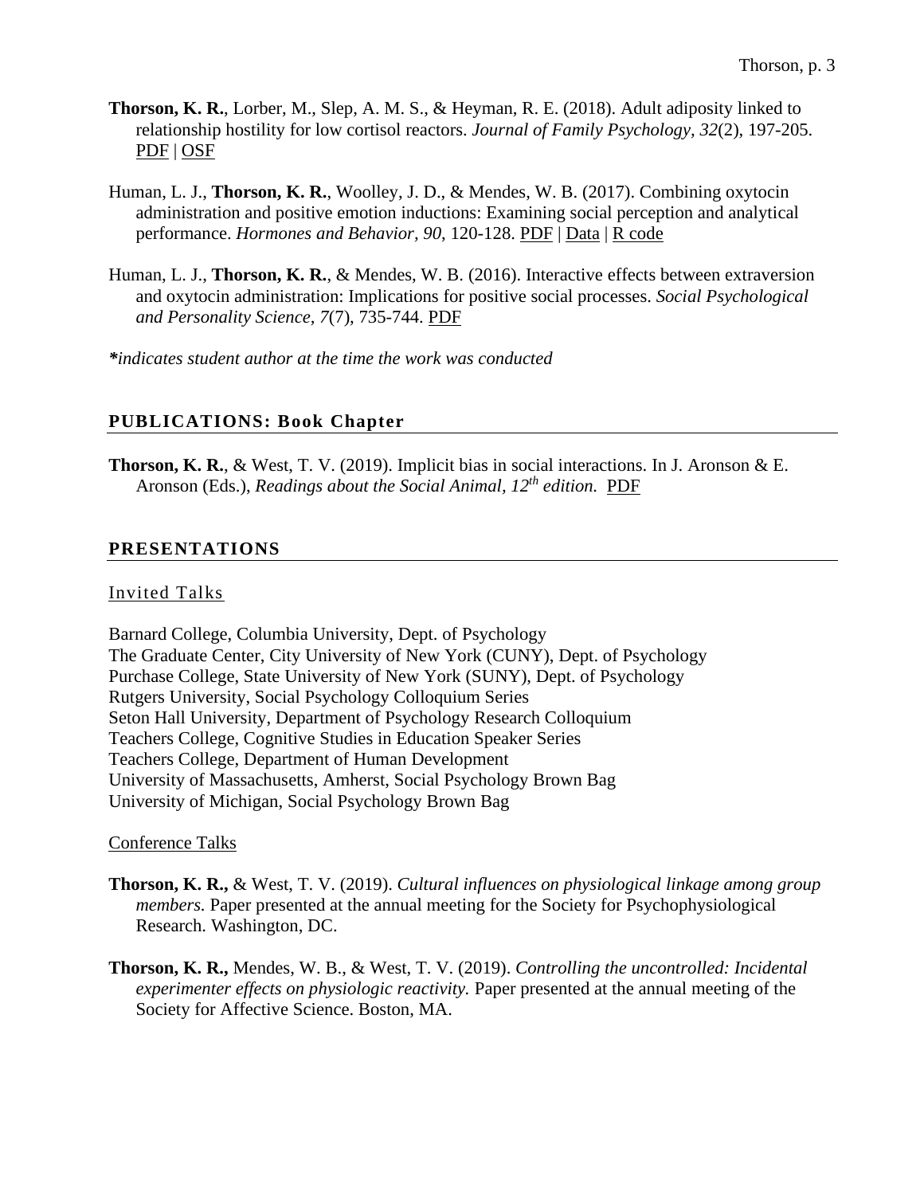**Thorson, K. R.**, Lorber, M., Slep, A. M. S., & Heyman, R. E. (2018). Adult adiposity linked to relationship hostility for low cortisol reactors. *Journal of Family Psychology, 32*(2), 197-205. PDF | OSF

Human, L. J., **Thorson, K. R.**, Woolley, J. D., & Mendes, W. B. (2017). Combining oxytocin administration and positive emotion inductions: Examining social perception and analytical performance. *Hormones and Behavior, 90*, 120-128. PDF | Data | R code

Human, L. J., **Thorson, K. R.**, & Mendes, W. B. (2016). Interactive effects between extraversion and oxytocin administration: Implications for positive social processes. *Social Psychological and Personality Science, 7*(7), 735-744. PDF

***indicates student author at the time the work was conducted***

## PUBLICATIONS: Book Chapter

**Thorson, K. R.**, & West, T. V. (2019). Implicit bias in social interactions. In J. Aronson & E. Aronson (Eds.), *Readings about the Social Animal, 12th edition.* PDF

## PRESENTATIONS

### Invited Talks

Barnard College, Columbia University, Dept. of Psychology
The Graduate Center, City University of New York (CUNY), Dept. of Psychology
Purchase College, State University of New York (SUNY), Dept. of Psychology
Rutgers University, Social Psychology Colloquium Series
Seton Hall University, Department of Psychology Research Colloquium
Teachers College, Cognitive Studies in Education Speaker Series
Teachers College, Department of Human Development
University of Massachusetts, Amherst, Social Psychology Brown Bag
University of Michigan, Social Psychology Brown Bag

### Conference Talks

**Thorson, K. R.,** & West, T. V. (2019). *Cultural influences on physiological linkage among group members.* Paper presented at the annual meeting for the Society for Psychophysiological Research. Washington, DC.

**Thorson, K. R.,** Mendes, W. B., & West, T. V. (2019). *Controlling the uncontrolled: Incidental experimenter effects on physiologic reactivity.* Paper presented at the annual meeting of the Society for Affective Science. Boston, MA.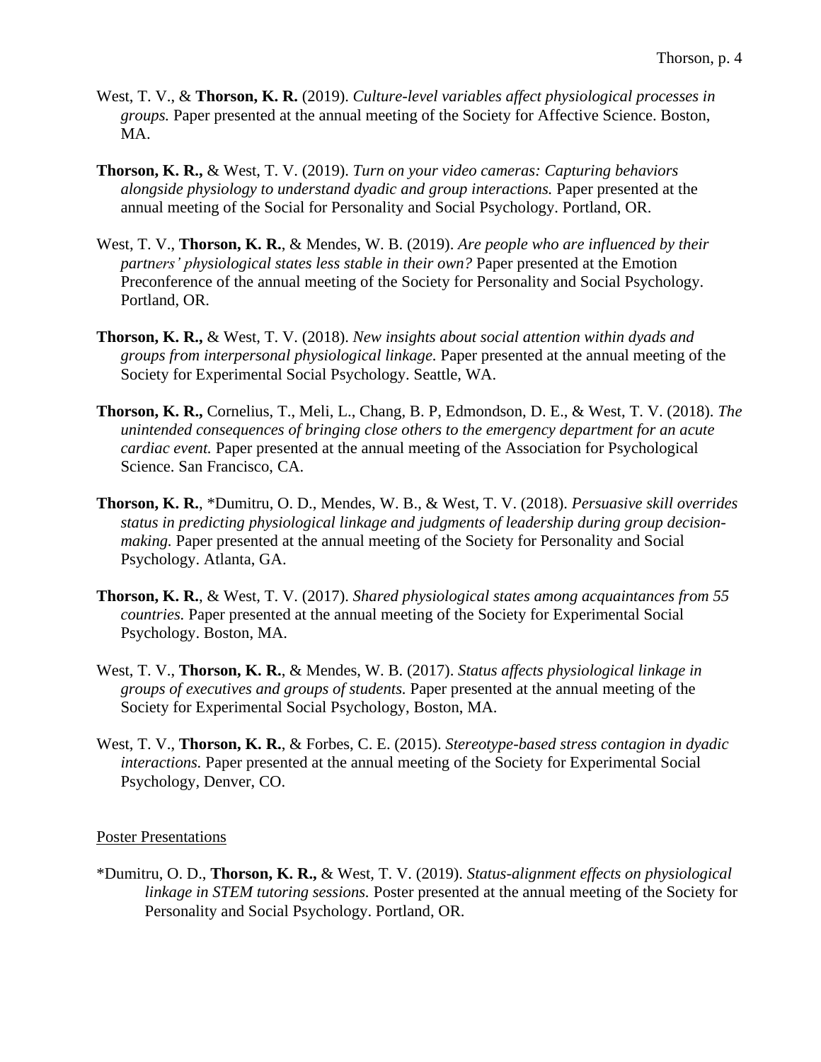West, T. V., & **Thorson, K. R.** (2019). *Culture-level variables affect physiological processes in groups.* Paper presented at the annual meeting of the Society for Affective Science. Boston, MA.

**Thorson, K. R.,** & West, T. V. (2019). *Turn on your video cameras: Capturing behaviors alongside physiology to understand dyadic and group interactions.* Paper presented at the annual meeting of the Social for Personality and Social Psychology. Portland, OR.

West, T. V., **Thorson, K. R.**, & Mendes, W. B. (2019). *Are people who are influenced by their partners' physiological states less stable in their own?* Paper presented at the Emotion Preconference of the annual meeting of the Society for Personality and Social Psychology. Portland, OR.

**Thorson, K. R.,** & West, T. V. (2018). *New insights about social attention within dyads and groups from interpersonal physiological linkage.* Paper presented at the annual meeting of the Society for Experimental Social Psychology. Seattle, WA.

**Thorson, K. R.,** Cornelius, T., Meli, L., Chang, B. P, Edmondson, D. E., & West, T. V. (2018). *The unintended consequences of bringing close others to the emergency department for an acute cardiac event.* Paper presented at the annual meeting of the Association for Psychological Science. San Francisco, CA.

**Thorson, K. R.**, *Dumitru, O. D., Mendes, W. B., & West, T. V. (2018). *Persuasive skill overrides status in predicting physiological linkage and judgments of leadership during group decision-making.* Paper presented at the annual meeting of the Society for Personality and Social Psychology. Atlanta, GA.

**Thorson, K. R.**, & West, T. V. (2017). *Shared physiological states among acquaintances from 55 countries.* Paper presented at the annual meeting of the Society for Experimental Social Psychology. Boston, MA.

West, T. V., **Thorson, K. R.**, & Mendes, W. B. (2017). *Status affects physiological linkage in groups of executives and groups of students.* Paper presented at the annual meeting of the Society for Experimental Social Psychology, Boston, MA.

West, T. V., **Thorson, K. R.**, & Forbes, C. E. (2015). *Stereotype-based stress contagion in dyadic interactions.* Paper presented at the annual meeting of the Society for Experimental Social Psychology, Denver, CO.

Poster Presentations

*Dumitru, O. D., **Thorson, K. R.,** & West, T. V. (2019). *Status-alignment effects on physiological linkage in STEM tutoring sessions.* Poster presented at the annual meeting of the Society for Personality and Social Psychology. Portland, OR.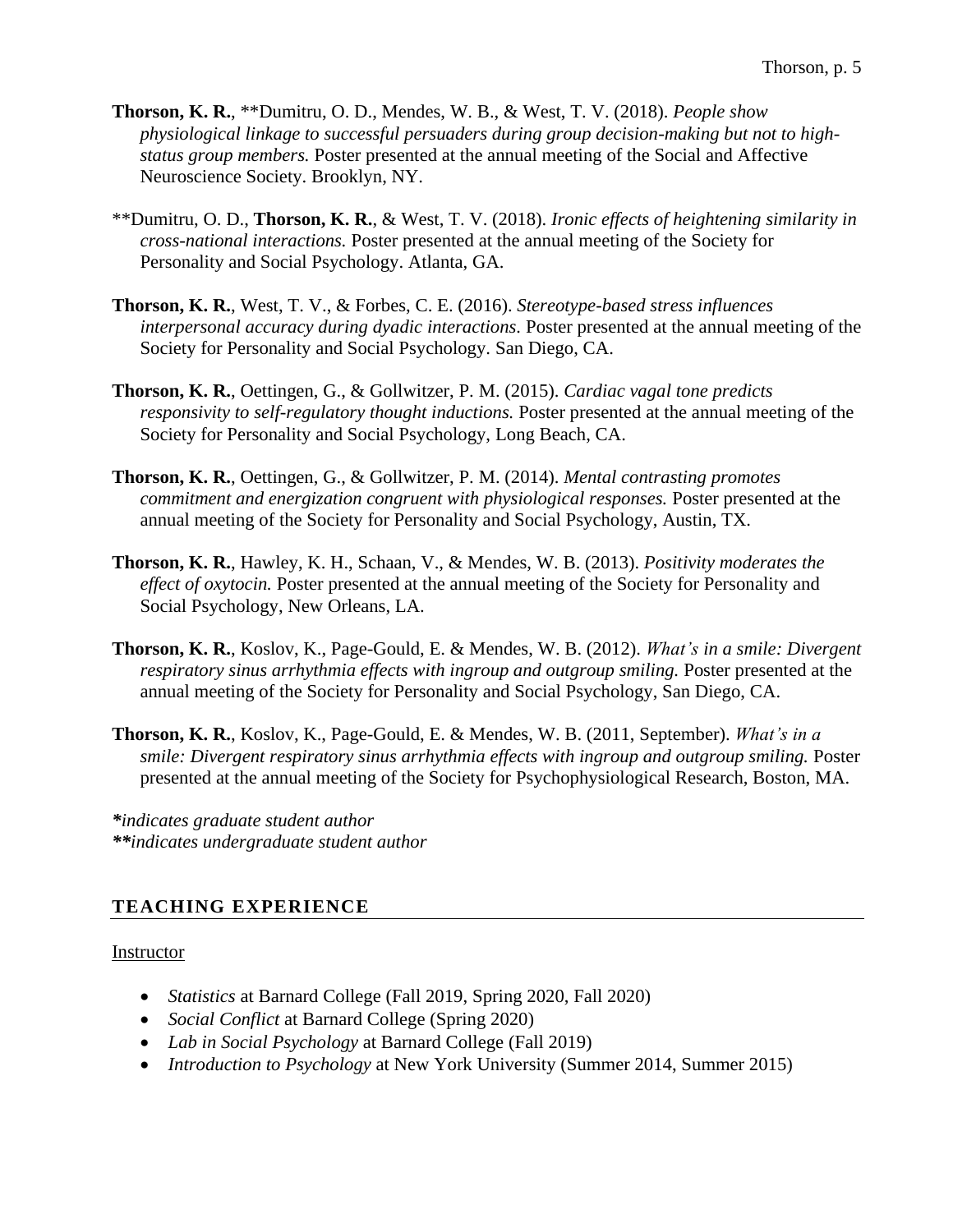**Thorson, K. R.**, **Dumitru, O. D., Mendes, W. B., & West, T. V. (2018). *People show physiological linkage to successful persuaders during group decision-making but not to high-status group members.* Poster presented at the annual meeting of the Social and Affective Neuroscience Society. Brooklyn, NY.

**Dumitru, O. D., **Thorson, K. R.**, & West, T. V. (2018). *Ironic effects of heightening similarity in cross-national interactions.* Poster presented at the annual meeting of the Society for Personality and Social Psychology. Atlanta, GA.

**Thorson, K. R.**, West, T. V., & Forbes, C. E. (2016). *Stereotype-based stress influences interpersonal accuracy during dyadic interactions*. Poster presented at the annual meeting of the Society for Personality and Social Psychology. San Diego, CA.

**Thorson, K. R.**, Oettingen, G., & Gollwitzer, P. M. (2015). *Cardiac vagal tone predicts responsivity to self-regulatory thought inductions.* Poster presented at the annual meeting of the Society for Personality and Social Psychology, Long Beach, CA.

**Thorson, K. R.**, Oettingen, G., & Gollwitzer, P. M. (2014). *Mental contrasting promotes commitment and energization congruent with physiological responses.* Poster presented at the annual meeting of the Society for Personality and Social Psychology, Austin, TX.

**Thorson, K. R.**, Hawley, K. H., Schaan, V., & Mendes, W. B. (2013). *Positivity moderates the effect of oxytocin.* Poster presented at the annual meeting of the Society for Personality and Social Psychology, New Orleans, LA.

**Thorson, K. R.**, Koslov, K., Page-Gould, E. & Mendes, W. B. (2012). *What's in a smile: Divergent respiratory sinus arrhythmia effects with ingroup and outgroup smiling.* Poster presented at the annual meeting of the Society for Personality and Social Psychology, San Diego, CA.

**Thorson, K. R.**, Koslov, K., Page-Gould, E. & Mendes, W. B. (2011, September). *What's in a smile: Divergent respiratory sinus arrhythmia effects with ingroup and outgroup smiling.* Poster presented at the annual meeting of the Society for Psychophysiological Research, Boston, MA.

****indicates graduate student author***
*****indicates undergraduate student author***

## TEACHING EXPERIENCE

<u>Instructor</u>

- *Statistics* at Barnard College (Fall 2019, Spring 2020, Fall 2020)
- *Social Conflict* at Barnard College (Spring 2020)
- *Lab in Social Psychology* at Barnard College (Fall 2019)
- *Introduction to Psychology* at New York University (Summer 2014, Summer 2015)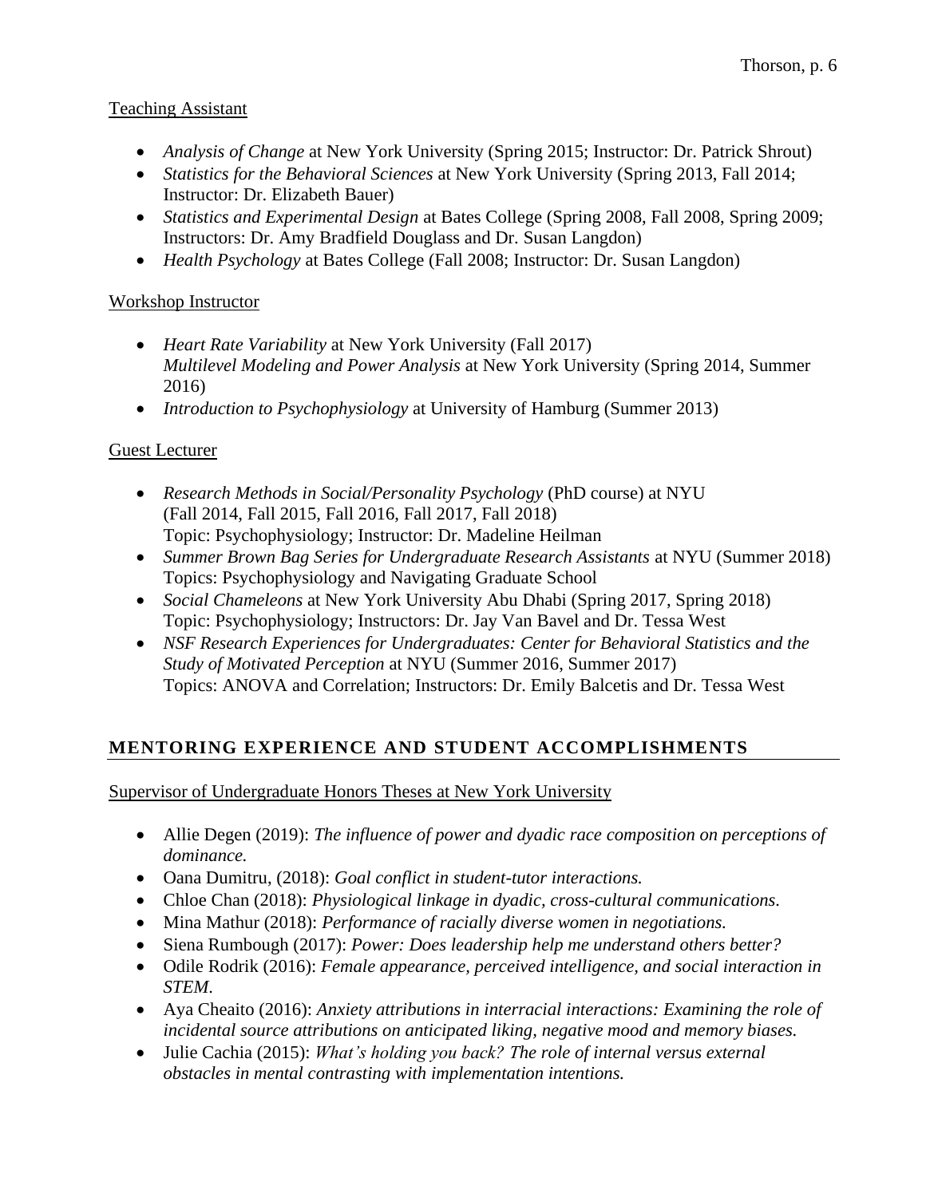Teaching Assistant

- *Analysis of Change* at New York University (Spring 2015; Instructor: Dr. Patrick Shrout)
- *Statistics for the Behavioral Sciences* at New York University (Spring 2013, Fall 2014; Instructor: Dr. Elizabeth Bauer)
- *Statistics and Experimental Design* at Bates College (Spring 2008, Fall 2008, Spring 2009; Instructors: Dr. Amy Bradfield Douglass and Dr. Susan Langdon)
- *Health Psychology* at Bates College (Fall 2008; Instructor: Dr. Susan Langdon)

Workshop Instructor

- *Heart Rate Variability* at New York University (Fall 2017)
  *Multilevel Modeling and Power Analysis* at New York University (Spring 2014, Summer 2016)
- *Introduction to Psychophysiology* at University of Hamburg (Summer 2013)

Guest Lecturer

- *Research Methods in Social/Personality Psychology* (PhD course) at NYU (Fall 2014, Fall 2015, Fall 2016, Fall 2017, Fall 2018)
  Topic: Psychophysiology; Instructor: Dr. Madeline Heilman
- *Summer Brown Bag Series for Undergraduate Research Assistants* at NYU (Summer 2018)
  Topics: Psychophysiology and Navigating Graduate School
- *Social Chameleons* at New York University Abu Dhabi (Spring 2017, Spring 2018)
  Topic: Psychophysiology; Instructors: Dr. Jay Van Bavel and Dr. Tessa West
- *NSF Research Experiences for Undergraduates: Center for Behavioral Statistics and the Study of Motivated Perception* at NYU (Summer 2016, Summer 2017)
  Topics: ANOVA and Correlation; Instructors: Dr. Emily Balcetis and Dr. Tessa West

## MENTORING EXPERIENCE AND STUDENT ACCOMPLISHMENTS

Supervisor of Undergraduate Honors Theses at New York University

- Allie Degen (2019): *The influence of power and dyadic race composition on perceptions of dominance.*
- Oana Dumitru, (2018): *Goal conflict in student-tutor interactions.*
- Chloe Chan (2018): *Physiological linkage in dyadic, cross-cultural communications.*
- Mina Mathur (2018): *Performance of racially diverse women in negotiations.*
- Siena Rumbough (2017): *Power: Does leadership help me understand others better?*
- Odile Rodrik (2016): *Female appearance, perceived intelligence, and social interaction in STEM.*
- Aya Cheaito (2016): *Anxiety attributions in interracial interactions: Examining the role of incidental source attributions on anticipated liking, negative mood and memory biases.*
- Julie Cachia (2015): *What's holding you back? The role of internal versus external obstacles in mental contrasting with implementation intentions.*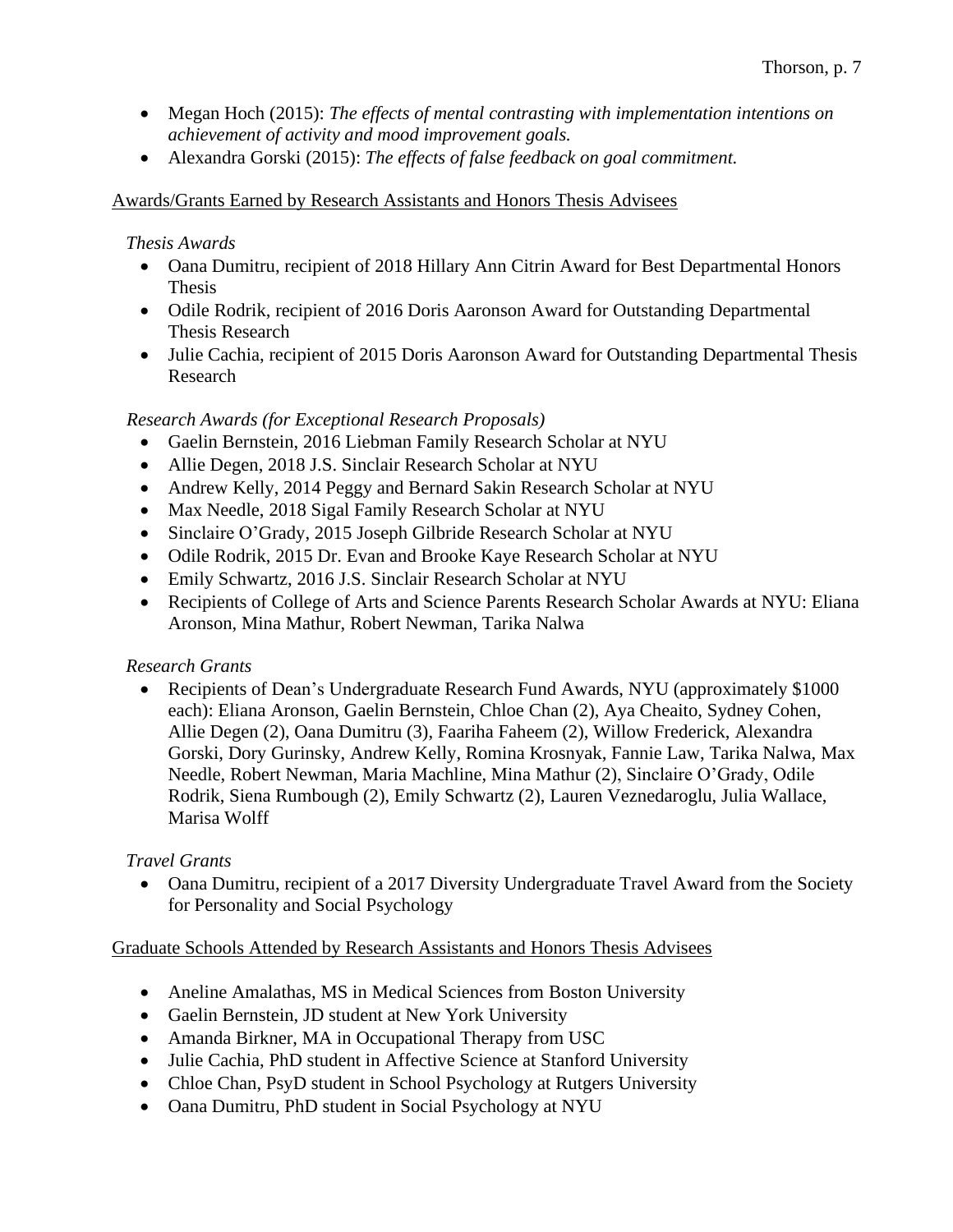- Megan Hoch (2015): *The effects of mental contrasting with implementation intentions on achievement of activity and mood improvement goals.*
- Alexandra Gorski (2015): *The effects of false feedback on goal commitment.*

## Awards/Grants Earned by Research Assistants and Honors Thesis Advisees

### *Thesis Awards*

- Oana Dumitru, recipient of 2018 Hillary Ann Citrin Award for Best Departmental Honors Thesis
- Odile Rodrik, recipient of 2016 Doris Aaronson Award for Outstanding Departmental Thesis Research
- Julie Cachia, recipient of 2015 Doris Aaronson Award for Outstanding Departmental Thesis Research

### *Research Awards (for Exceptional Research Proposals)*

- Gaelin Bernstein, 2016 Liebman Family Research Scholar at NYU
- Allie Degen, 2018 J.S. Sinclair Research Scholar at NYU
- Andrew Kelly, 2014 Peggy and Bernard Sakin Research Scholar at NYU
- Max Needle, 2018 Sigal Family Research Scholar at NYU
- Sinclaire O'Grady, 2015 Joseph Gilbride Research Scholar at NYU
- Odile Rodrik, 2015 Dr. Evan and Brooke Kaye Research Scholar at NYU
- Emily Schwartz, 2016 J.S. Sinclair Research Scholar at NYU
- Recipients of College of Arts and Science Parents Research Scholar Awards at NYU: Eliana Aronson, Mina Mathur, Robert Newman, Tarika Nalwa

### *Research Grants*

- Recipients of Dean's Undergraduate Research Fund Awards, NYU (approximately $1000 each): Eliana Aronson, Gaelin Bernstein, Chloe Chan (2), Aya Cheaito, Sydney Cohen, Allie Degen (2), Oana Dumitru (3), Faariha Faheem (2), Willow Frederick, Alexandra Gorski, Dory Gurinsky, Andrew Kelly, Romina Krosnyak, Fannie Law, Tarika Nalwa, Max Needle, Robert Newman, Maria Machline, Mina Mathur (2), Sinclaire O'Grady, Odile Rodrik, Siena Rumbough (2), Emily Schwartz (2), Lauren Veznedaroglu, Julia Wallace, Marisa Wolff

### *Travel Grants*

- Oana Dumitru, recipient of a 2017 Diversity Undergraduate Travel Award from the Society for Personality and Social Psychology

## Graduate Schools Attended by Research Assistants and Honors Thesis Advisees

- Aneline Amalathas, MS in Medical Sciences from Boston University
- Gaelin Bernstein, JD student at New York University
- Amanda Birkner, MA in Occupational Therapy from USC
- Julie Cachia, PhD student in Affective Science at Stanford University
- Chloe Chan, PsyD student in School Psychology at Rutgers University
- Oana Dumitru, PhD student in Social Psychology at NYU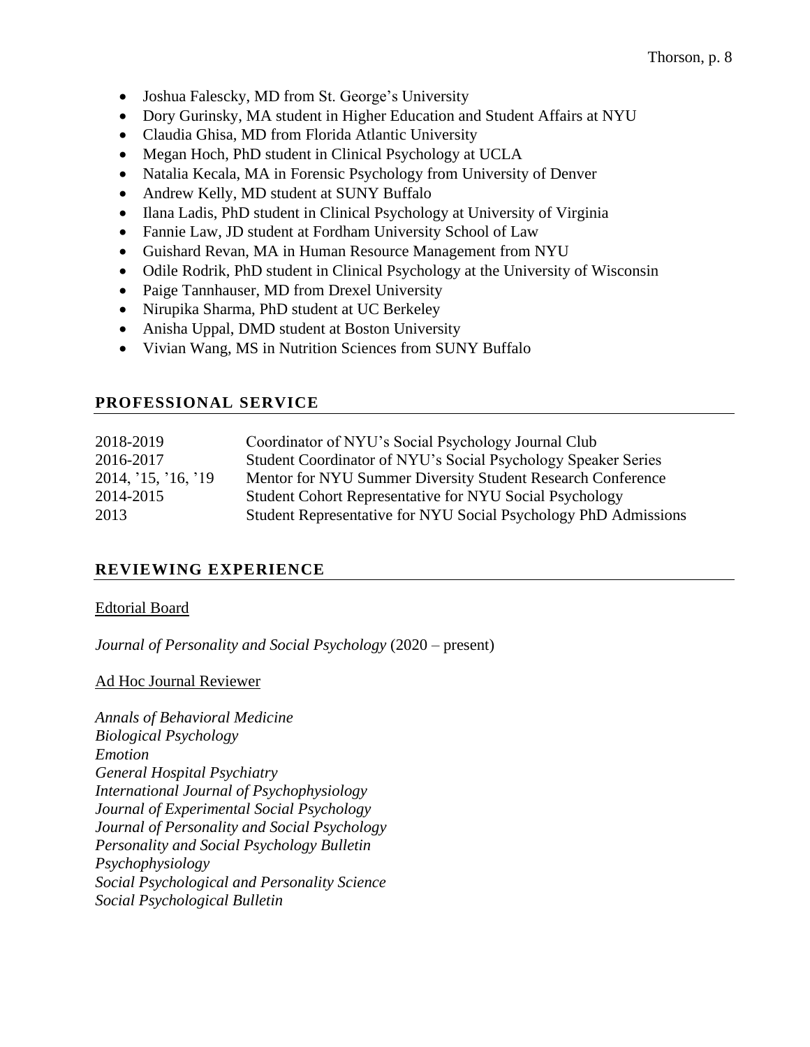- Joshua Falescky, MD from St. George's University
- Dory Gurinsky, MA student in Higher Education and Student Affairs at NYU
- Claudia Ghisa, MD from Florida Atlantic University
- Megan Hoch, PhD student in Clinical Psychology at UCLA
- Natalia Kecala, MA in Forensic Psychology from University of Denver
- Andrew Kelly, MD student at SUNY Buffalo
- Ilana Ladis, PhD student in Clinical Psychology at University of Virginia
- Fannie Law, JD student at Fordham University School of Law
- Guishard Revan, MA in Human Resource Management from NYU
- Odile Rodrik, PhD student in Clinical Psychology at the University of Wisconsin
- Paige Tannhauser, MD from Drexel University
- Nirupika Sharma, PhD student at UC Berkeley
- Anisha Uppal, DMD student at Boston University
- Vivian Wang, MS in Nutrition Sciences from SUNY Buffalo

## PROFESSIONAL SERVICE

| | |
|---|---|
| 2018-2019 | Coordinator of NYU's Social Psychology Journal Club |
| 2016-2017 | Student Coordinator of NYU's Social Psychology Speaker Series |
| 2014, '15, '16, '19 | Mentor for NYU Summer Diversity Student Research Conference |
| 2014-2015 | Student Cohort Representative for NYU Social Psychology |
| 2013 | Student Representative for NYU Social Psychology PhD Admissions |

## REVIEWING EXPERIENCE

Edtorial Board

*Journal of Personality and Social Psychology* (2020 – present)

Ad Hoc Journal Reviewer

*Annals of Behavioral Medicine*
*Biological Psychology*
*Emotion*
*General Hospital Psychiatry*
*International Journal of Psychophysiology*
*Journal of Experimental Social Psychology*
*Journal of Personality and Social Psychology*
*Personality and Social Psychology Bulletin*
*Psychophysiology*
*Social Psychological and Personality Science*
*Social Psychological Bulletin*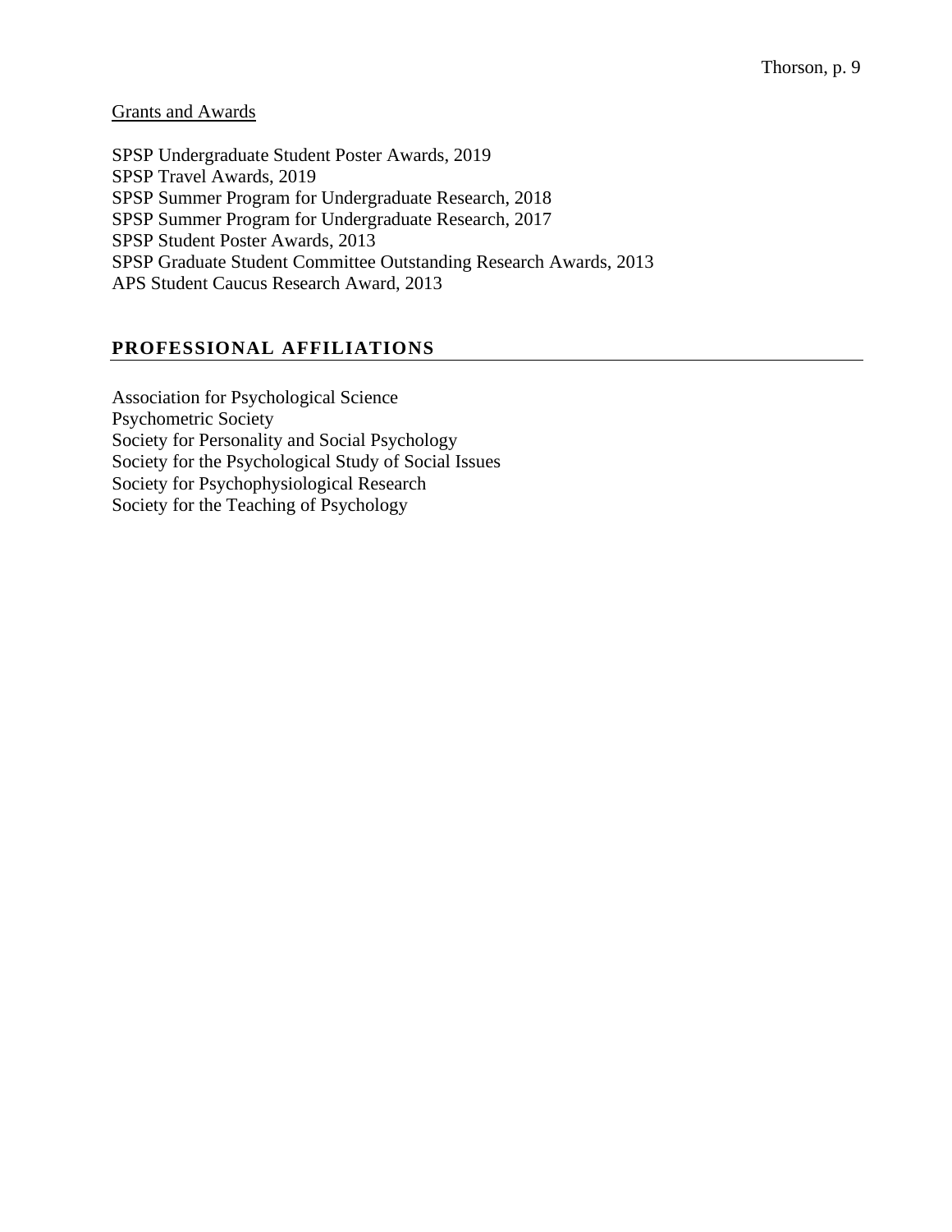Grants and Awards

SPSP Undergraduate Student Poster Awards, 2019
SPSP Travel Awards, 2019
SPSP Summer Program for Undergraduate Research, 2018
SPSP Summer Program for Undergraduate Research, 2017
SPSP Student Poster Awards, 2013
SPSP Graduate Student Committee Outstanding Research Awards, 2013
APS Student Caucus Research Award, 2013

## PROFESSIONAL AFFILIATIONS

Association for Psychological Science
Psychometric Society
Society for Personality and Social Psychology
Society for the Psychological Study of Social Issues
Society for Psychophysiological Research
Society for the Teaching of Psychology